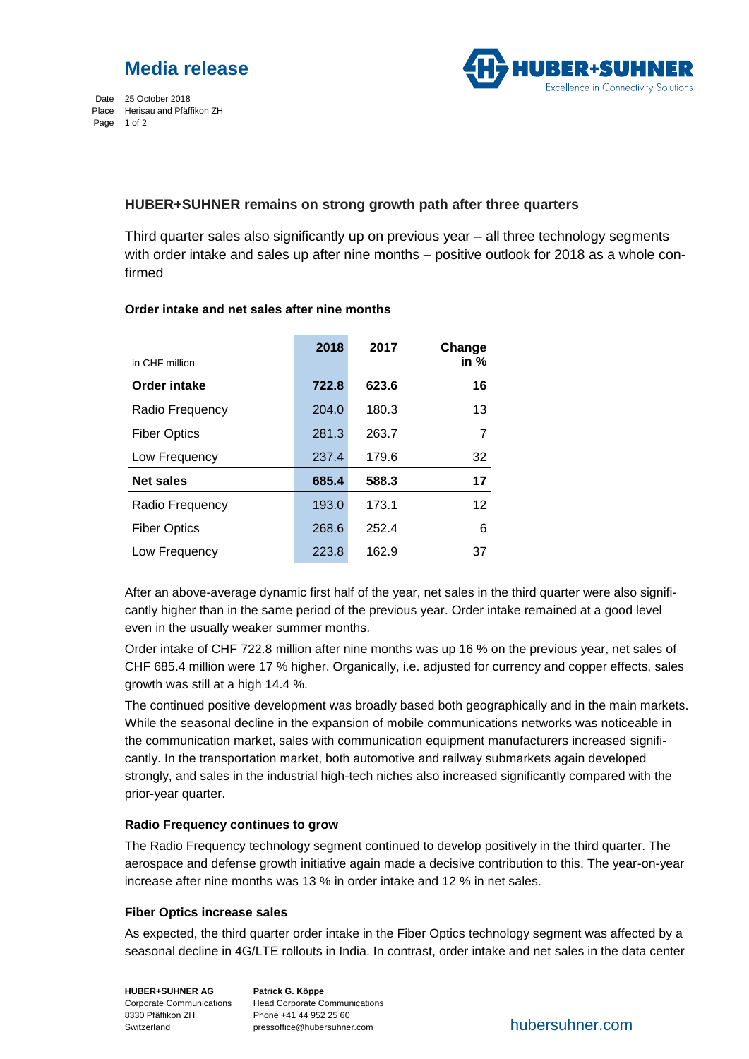# Media release

Date 25 October 2018
Place Herisau and Pfäffikon ZH

## HUBER+SUHNER remains on strong growth path after three quarters

Third quarter sales also significantly up on previous year – all three technology segments with order intake and sales up after nine months – positive outlook for 2018 as a whole confirmed

### Order intake and net sales after nine months

| in CHF million | 2018 | 2017 | Change in % |
|---|---|---|---|
| **Order intake** | **722.8** | **623.6** | **16** |
| Radio Frequency | 204.0 | 180.3 | 13 |
| Fiber Optics | 281.3 | 263.7 | 7 |
| Low Frequency | 237.4 | 179.6 | 32 |
| **Net sales** | **685.4** | **588.3** | **17** |
| Radio Frequency | 193.0 | 173.1 | 12 |
| Fiber Optics | 268.6 | 252.4 | 6 |
| Low Frequency | 223.8 | 162.9 | 37 |

After an above-average dynamic first half of the year, net sales in the third quarter were also significantly higher than in the same period of the previous year. Order intake remained at a good level even in the usually weaker summer months.

Order intake of CHF 722.8 million after nine months was up 16 % on the previous year, net sales of CHF 685.4 million were 17 % higher. Organically, i.e. adjusted for currency and copper effects, sales growth was still at a high 14.4 %.

The continued positive development was broadly based both geographically and in the main markets. While the seasonal decline in the expansion of mobile communications networks was noticeable in the communication market, sales with communication equipment manufacturers increased significantly. In the transportation market, both automotive and railway submarkets again developed strongly, and sales in the industrial high-tech niches also increased significantly compared with the prior-year quarter.

### Radio Frequency continues to grow

The Radio Frequency technology segment continued to develop positively in the third quarter. The aerospace and defense growth initiative again made a decisive contribution to this. The year-on-year increase after nine months was 13 % in order intake and 12 % in net sales.

### Fiber Optics increase sales

As expected, the third quarter order intake in the Fiber Optics technology segment was affected by a seasonal decline in 4G/LTE rollouts in India. In contrast, order intake and net sales in the data center

**HUBER+SUHNER AG**
Corporate Communications
8330 Pfäffikon ZH
Switzerland

**Patrick G. Köppe**
Head Corporate Communications
Phone +41 44 952 25 60
pressoffice@hubersuhner.com

hubersuhner.com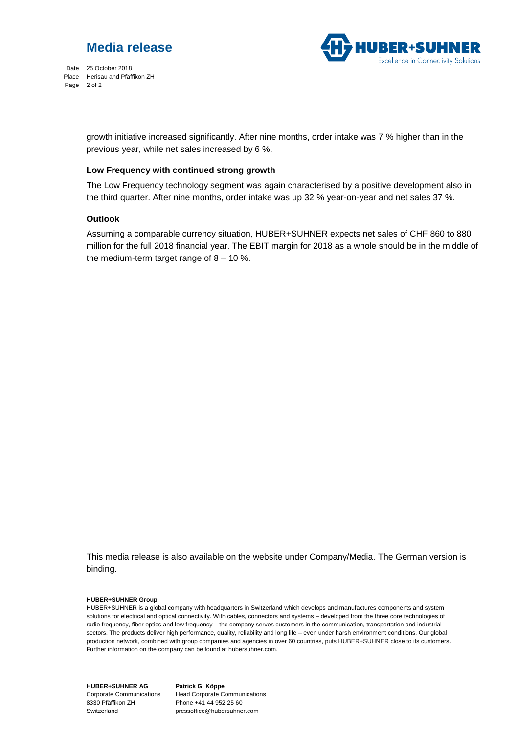growth initiative increased significantly. After nine months, order intake was 7 % higher than in the previous year, while net sales increased by 6 %.

**Low Frequency with continued strong growth**

The Low Frequency technology segment was again characterised by a positive development also in the third quarter. After nine months, order intake was up 32 % year-on-year and net sales 37 %.

**Outlook**

Assuming a comparable currency situation, HUBER+SUHNER expects net sales of CHF 860 to 880 million for the full 2018 financial year. The EBIT margin for 2018 as a whole should be in the middle of the medium-term target range of 8 – 10 %.

This media release is also available on the website under Company/Media. The German version is binding.

---

**HUBER+SUHNER Group**

HUBER+SUHNER is a global company with headquarters in Switzerland which develops and manufactures components and system solutions for electrical and optical connectivity. With cables, connectors and systems – developed from the three core technologies of radio frequency, fiber optics and low frequency – the company serves customers in the communication, transportation and industrial sectors. The products deliver high performance, quality, reliability and long life – even under harsh environment conditions. Our global production network, combined with group companies and agencies in over 60 countries, puts HUBER+SUHNER close to its customers. Further information on the company can be found at hubersuhner.com.

**HUBER+SUHNER AG**
Corporate Communications
8330 Pfäffikon ZH
Switzerland

**Patrick G. Köppe**
Head Corporate Communications
Phone +41 44 952 25 60
pressoffice@hubersuhner.com